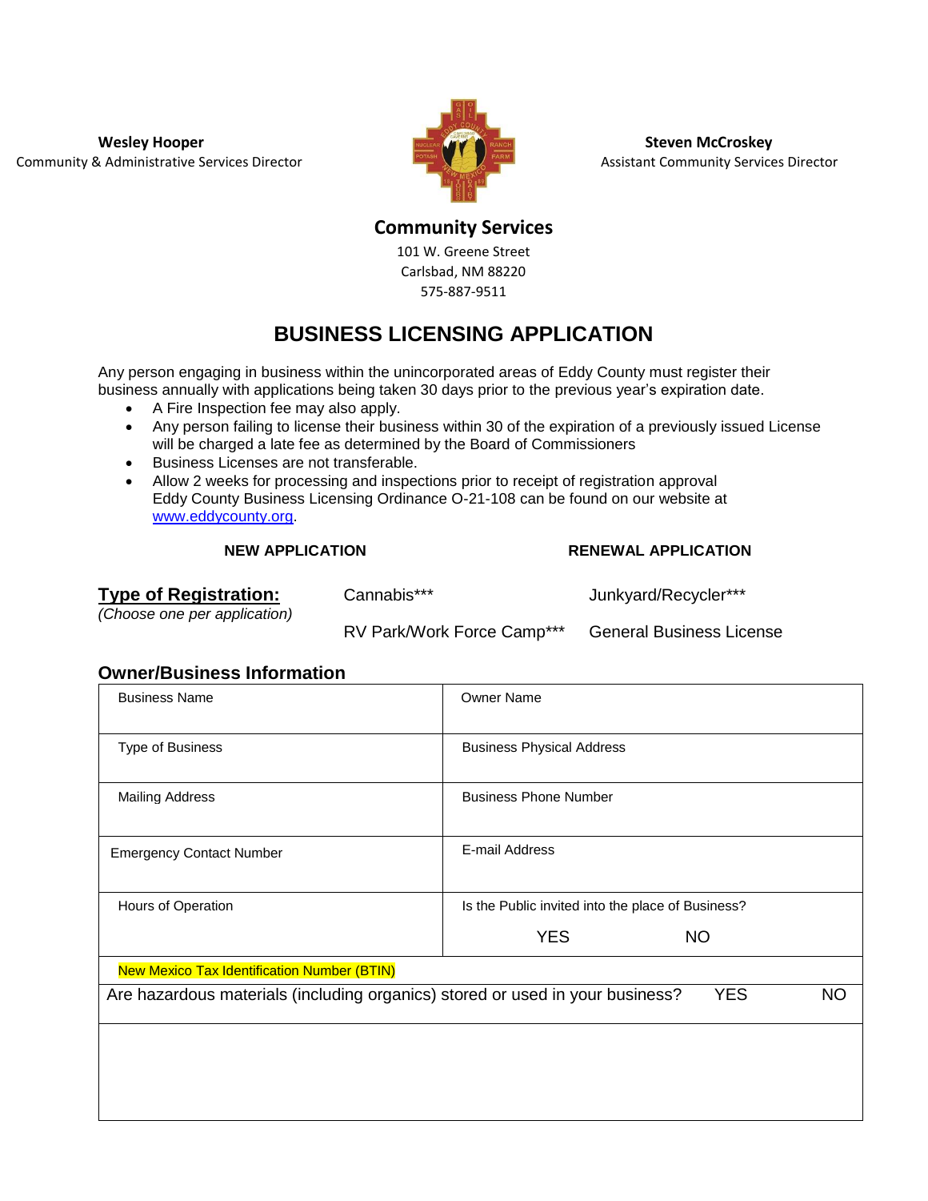**Wesley Hooper**
Community & Administrative Services Director

**Steven McCroskey**
Assistant Community Services Director

## Community Services

101 W. Greene Street
Carlsbad, NM 88220
575-887-9511

# BUSINESS LICENSING APPLICATION

Any person engaging in business within the unincorporated areas of Eddy County must register their business annually with applications being taken 30 days prior to the previous year's expiration date.

- A Fire Inspection fee may also apply.
- Any person failing to license their business within 30 of the expiration of a previously issued License will be charged a late fee as determined by the Board of Commissioners
- Business Licenses are not transferable.
- Allow 2 weeks for processing and inspections prior to receipt of registration approval
  Eddy County Business Licensing Ordinance O-21-108 can be found on our website at [www.eddycounty.org](http://www.eddycounty.org).

**NEW APPLICATION** **RENEWAL APPLICATION**

**Type of Registration:**
*(Choose one per application)*

Cannabis*** Junkyard/Recycler***

RV Park/Work Force Camp*** General Business License

### Owner/Business Information

| Business Name | Owner Name |
|---|---|
| Type of Business | Business Physical Address |
| Mailing Address | Business Phone Number |
| Emergency Contact Number | E-mail Address |
| Hours of Operation | Is the Public invited into the place of Business? YES NO |
| New Mexico Tax Identification Number (BTIN) | |
| Are hazardous materials (including organics) stored or used in your business? YES NO | |
| | |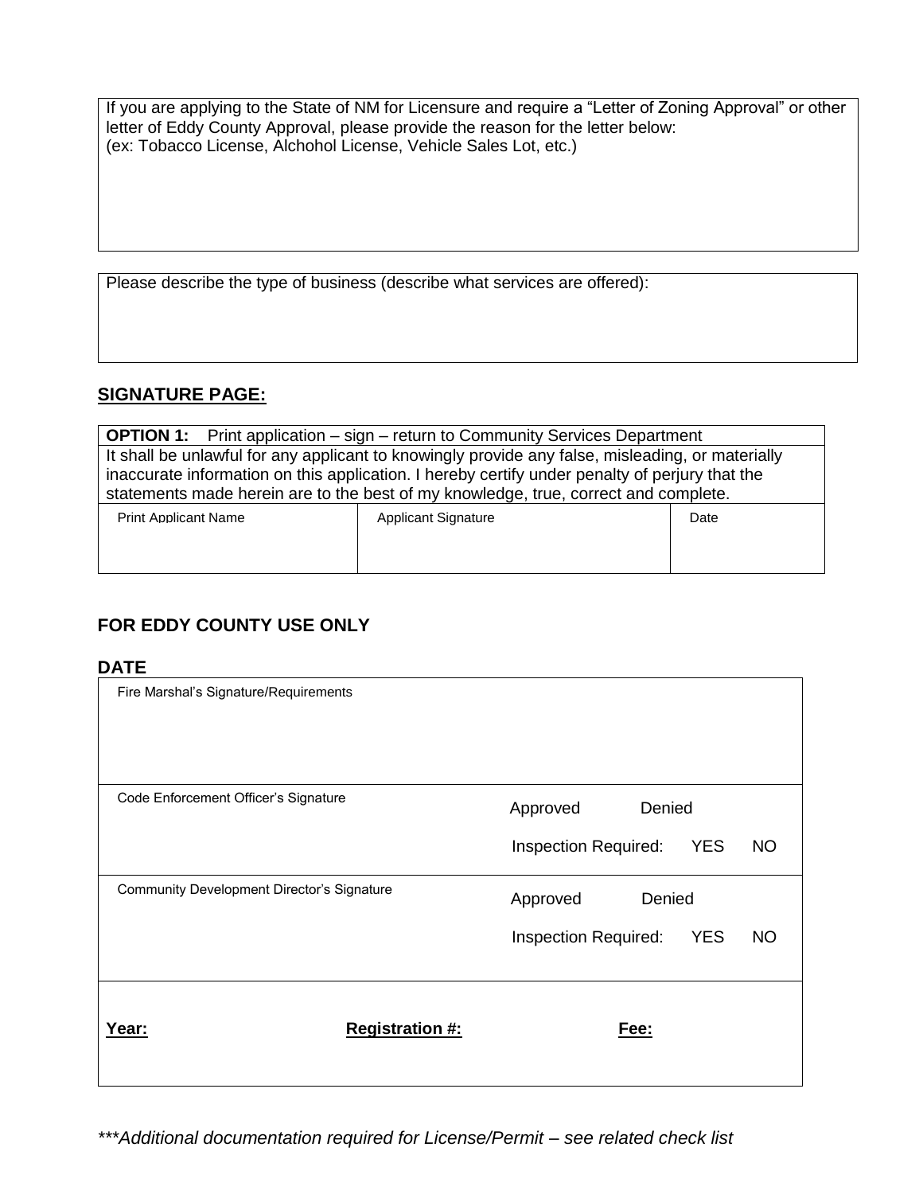If you are applying to the State of NM for Licensure and require a “Letter of Zoning Approval” or other letter of Eddy County Approval, please provide the reason for the letter below:
(ex: Tobacco License, Alchohol License, Vehicle Sales Lot, etc.)

Please describe the type of business (describe what services are offered):

## SIGNATURE PAGE:

**OPTION 1:** Print application – sign – return to Community Services Department

It shall be unlawful for any applicant to knowingly provide any false, misleading, or materially inaccurate information on this application. I hereby certify under penalty of perjury that the statements made herein are to the best of my knowledge, true, correct and complete.

| Print Applicant Name | Applicant Signature | Date |
|---|---|---|
| | | |

## FOR EDDY COUNTY USE ONLY

**DATE**

| | |
|---|---|
| Fire Marshal’s Signature/Requirements | |
| Code Enforcement Officer’s Signature | Approved Denied<br>Inspection Required: YES NO |
| Community Development Director’s Signature | Approved Denied<br>Inspection Required: YES NO |

**Year:** **Registration #:** **Fee:**

****Additional documentation required for License/Permit – see related check list*